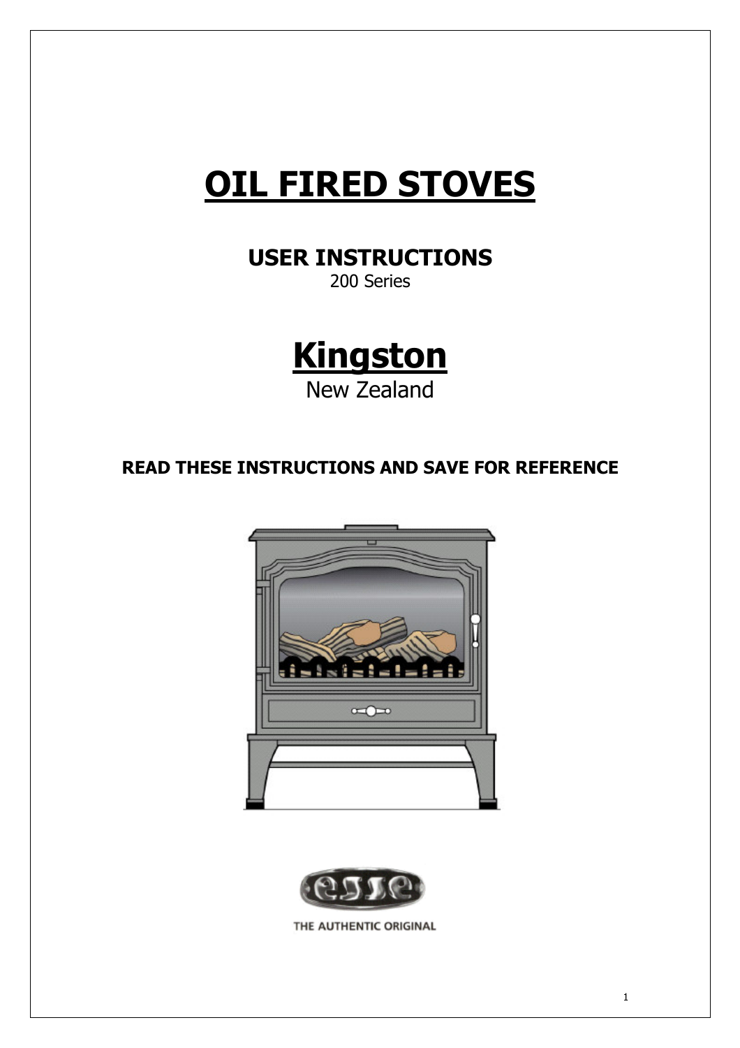# OIL FIRED STOVES

## USER INSTRUCTIONS

200 Series

# Kingston

New Zealand

**READ THESE INSTRUCTIONS AND SAVE FOR REFERENCE**

THE AUTHENTIC ORIGINAL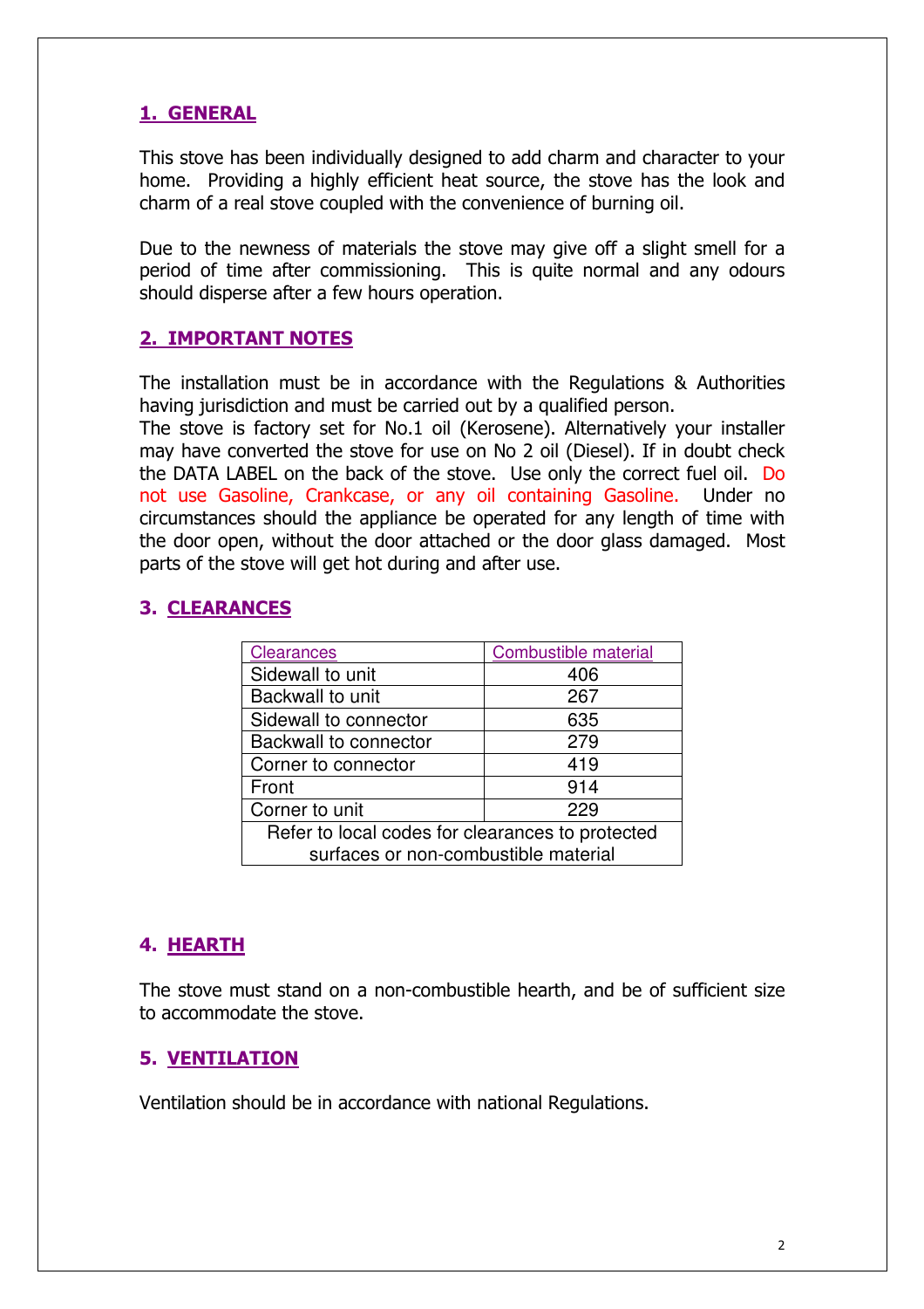## 1. GENERAL

This stove has been individually designed to add charm and character to your home. Providing a highly efficient heat source, the stove has the look and charm of a real stove coupled with the convenience of burning oil.

Due to the newness of materials the stove may give off a slight smell for a period of time after commissioning. This is quite normal and any odours should disperse after a few hours operation.

## 2. IMPORTANT NOTES

The installation must be in accordance with the Regulations & Authorities having jurisdiction and must be carried out by a qualified person.
The stove is factory set for No.1 oil (Kerosene). Alternatively your installer may have converted the stove for use on No 2 oil (Diesel). If in doubt check the DATA LABEL on the back of the stove. Use only the correct fuel oil. Do not use Gasoline, Crankcase, or any oil containing Gasoline. Under no circumstances should the appliance be operated for any length of time with the door open, without the door attached or the door glass damaged. Most parts of the stove will get hot during and after use.

## 3. CLEARANCES

| Clearances | Combustible material |
|---|---|
| Sidewall to unit | 406 |
| Backwall to unit | 267 |
| Sidewall to connector | 635 |
| Backwall to connector | 279 |
| Corner to connector | 419 |
| Front | 914 |
| Corner to unit | 229 |
| Refer to local codes for clearances to protected surfaces or non-combustible material | |

## 4. HEARTH

The stove must stand on a non-combustible hearth, and be of sufficient size to accommodate the stove.

## 5. VENTILATION

Ventilation should be in accordance with national Regulations.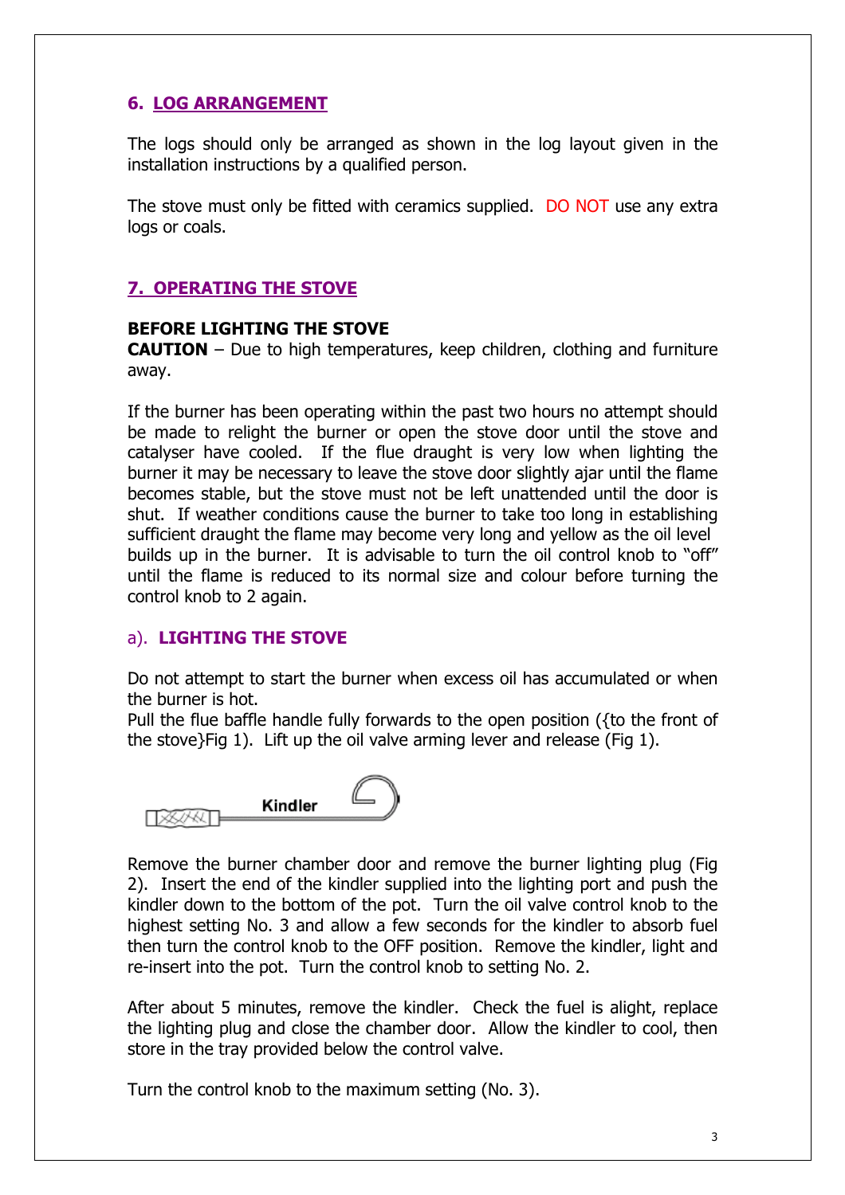## 6. LOG ARRANGEMENT

The logs should only be arranged as shown in the log layout given in the installation instructions by a qualified person.

The stove must only be fitted with ceramics supplied. DO NOT use any extra logs or coals.

## 7. OPERATING THE STOVE

**BEFORE LIGHTING THE STOVE**

**CAUTION** – Due to high temperatures, keep children, clothing and furniture away.

If the burner has been operating within the past two hours no attempt should be made to relight the burner or open the stove door until the stove and catalyser have cooled. If the flue draught is very low when lighting the burner it may be necessary to leave the stove door slightly ajar until the flame becomes stable, but the stove must not be left unattended until the door is shut. If weather conditions cause the burner to take too long in establishing sufficient draught the flame may become very long and yellow as the oil level builds up in the burner. It is advisable to turn the oil control knob to "off" until the flame is reduced to its normal size and colour before turning the control knob to 2 again.

### a). LIGHTING THE STOVE

Do not attempt to start the burner when excess oil has accumulated or when the burner is hot.

Pull the flue baffle handle fully forwards to the open position ({to the front of the stove}Fig 1). Lift up the oil valve arming lever and release (Fig 1).

Kindler

Remove the burner chamber door and remove the burner lighting plug (Fig 2). Insert the end of the kindler supplied into the lighting port and push the kindler down to the bottom of the pot. Turn the oil valve control knob to the highest setting No. 3 and allow a few seconds for the kindler to absorb fuel then turn the control knob to the OFF position. Remove the kindler, light and re-insert into the pot. Turn the control knob to setting No. 2.

After about 5 minutes, remove the kindler. Check the fuel is alight, replace the lighting plug and close the chamber door. Allow the kindler to cool, then store in the tray provided below the control valve.

Turn the control knob to the maximum setting (No. 3).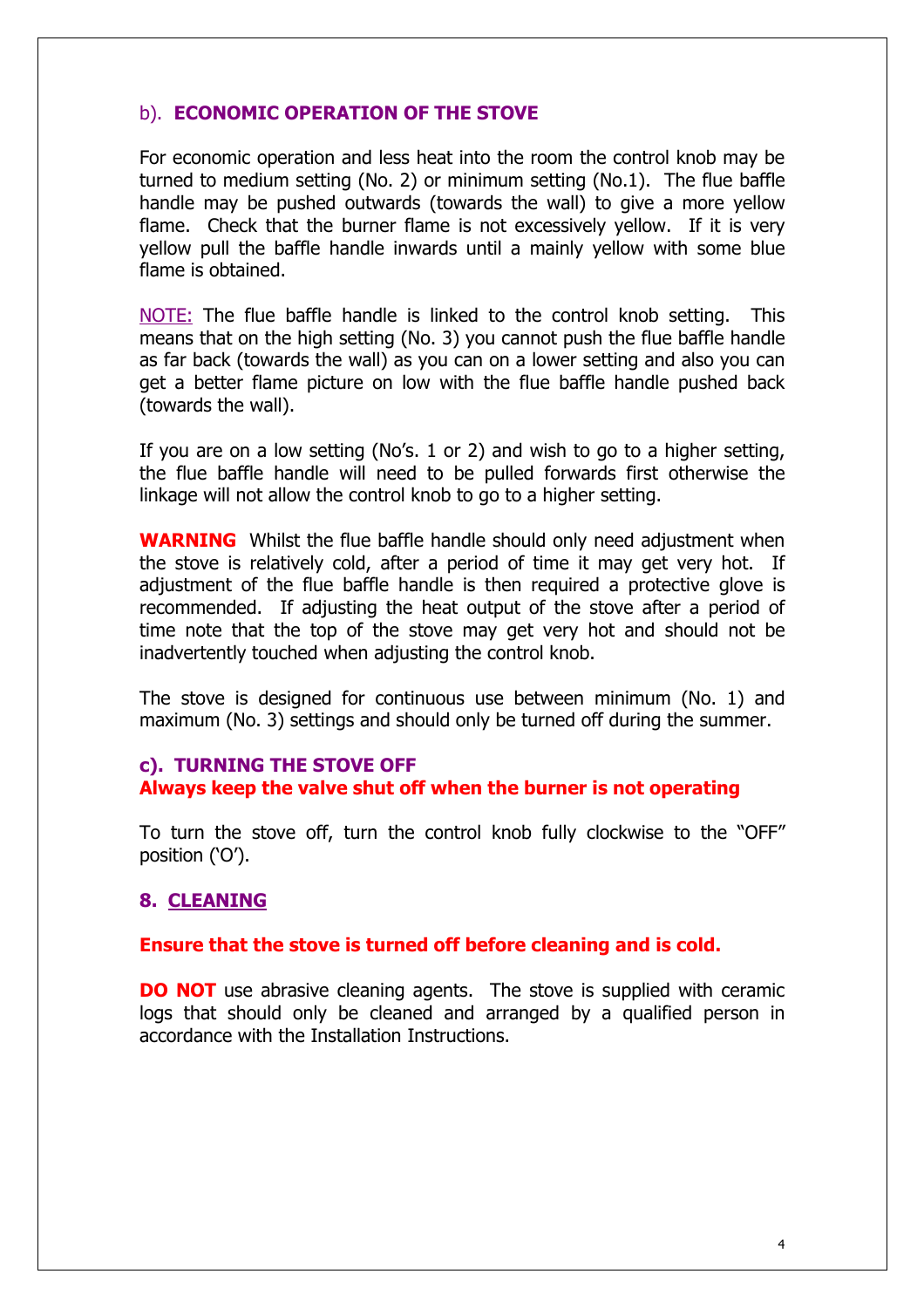### b). **ECONOMIC OPERATION OF THE STOVE**

For economic operation and less heat into the room the control knob may be turned to medium setting (No. 2) or minimum setting (No.1). The flue baffle handle may be pushed outwards (towards the wall) to give a more yellow flame. Check that the burner flame is not excessively yellow. If it is very yellow pull the baffle handle inwards until a mainly yellow with some blue flame is obtained.

NOTE: The flue baffle handle is linked to the control knob setting. This means that on the high setting (No. 3) you cannot push the flue baffle handle as far back (towards the wall) as you can on a lower setting and also you can get a better flame picture on low with the flue baffle handle pushed back (towards the wall).

If you are on a low setting (No's. 1 or 2) and wish to go to a higher setting, the flue baffle handle will need to be pulled forwards first otherwise the linkage will not allow the control knob to go to a higher setting.

**WARNING** Whilst the flue baffle handle should only need adjustment when the stove is relatively cold, after a period of time it may get very hot. If adjustment of the flue baffle handle is then required a protective glove is recommended. If adjusting the heat output of the stove after a period of time note that the top of the stove may get very hot and should not be inadvertently touched when adjusting the control knob.

The stove is designed for continuous use between minimum (No. 1) and maximum (No. 3) settings and should only be turned off during the summer.

### c). TURNING THE STOVE OFF

**Always keep the valve shut off when the burner is not operating**

To turn the stove off, turn the control knob fully clockwise to the "OFF" position ('O').

## 8. CLEANING

**Ensure that the stove is turned off before cleaning and is cold.**

**DO NOT** use abrasive cleaning agents. The stove is supplied with ceramic logs that should only be cleaned and arranged by a qualified person in accordance with the Installation Instructions.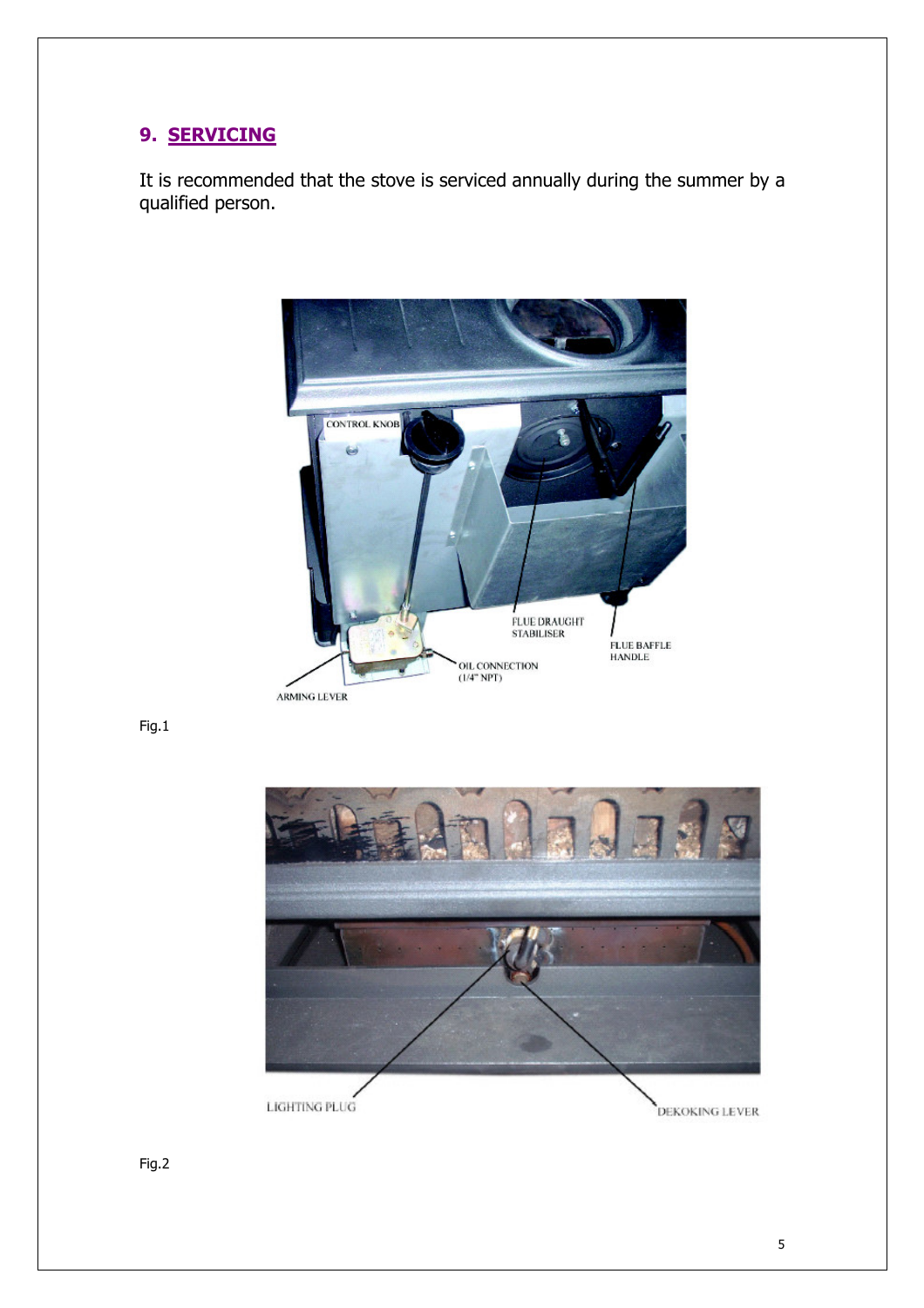## 9. SERVICING

It is recommended that the stove is serviced annually during the summer by a qualified person.

CONTROL KNOB

FLUE DRAUGHT STABILISER

FLUE BAFFLE HANDLE

OIL CONNECTION (1/4" NPT)

ARMING LEVER

Fig.1

LIGHTING PLUG

DEKOKING LEVER

Fig.2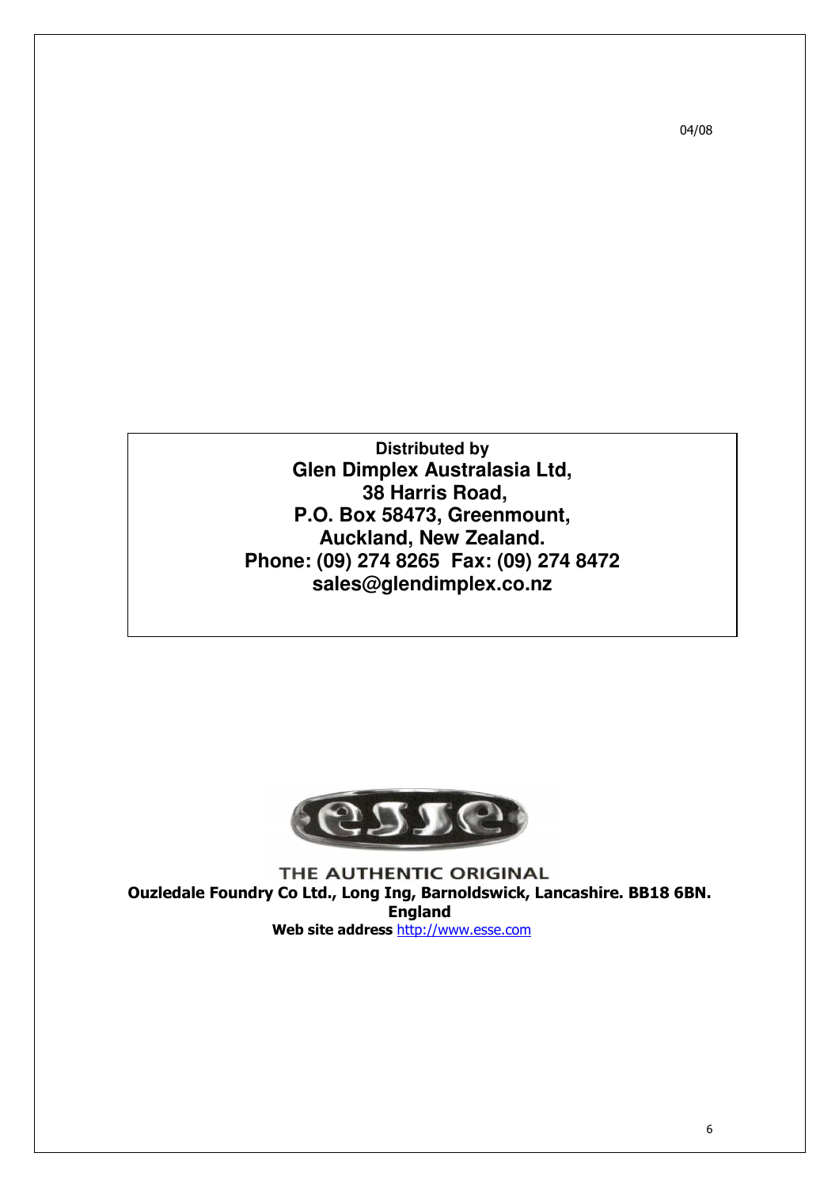04/08

**Distributed by**
**Glen Dimplex Australasia Ltd,**
**38 Harris Road,**
**P.O. Box 58473, Greenmount,**
**Auckland, New Zealand.**
**Phone: (09) 274 8265  Fax: (09) 274 8472**
**sales@glendimplex.co.nz**

THE AUTHENTIC ORIGINAL

**Ouzledale Foundry Co Ltd., Long Ing, Barnoldswick, Lancashire. BB18 6BN. England**

**Web site address** http://www.esse.com